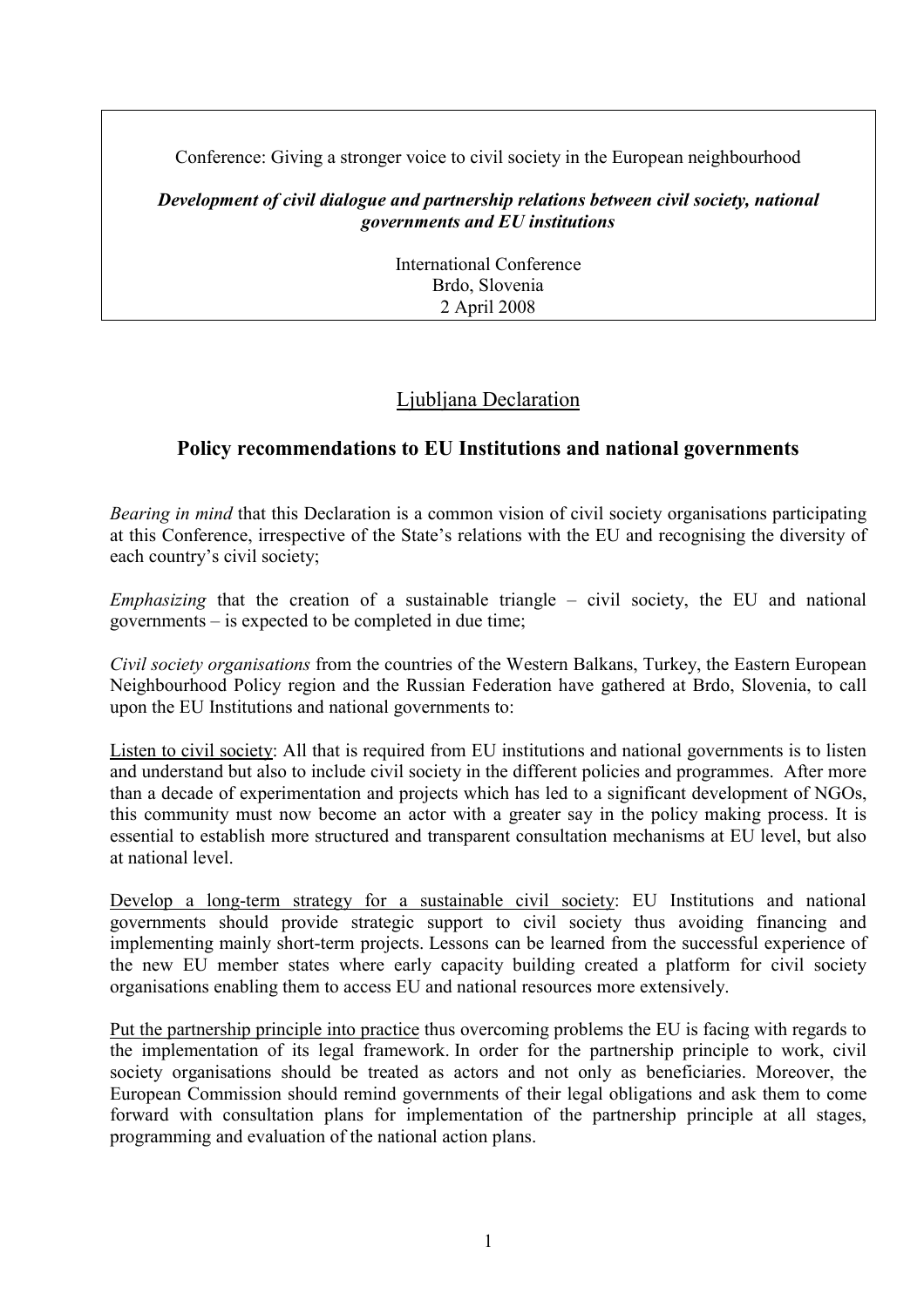Conference: Giving a stronger voice to civil society in the European neighbourhood

***Development of civil dialogue and partnership relations between civil society, national governments and EU institutions***

International Conference
Brdo, Slovenia
2 April 2008

# Ljubljana Declaration

## Policy recommendations to EU Institutions and national governments

*Bearing in mind* that this Declaration is a common vision of civil society organisations participating at this Conference, irrespective of the State's relations with the EU and recognising the diversity of each country's civil society;

*Emphasizing* that the creation of a sustainable triangle – civil society, the EU and national governments – is expected to be completed in due time;

*Civil society organisations* from the countries of the Western Balkans, Turkey, the Eastern European Neighbourhood Policy region and the Russian Federation have gathered at Brdo, Slovenia, to call upon the EU Institutions and national governments to:

Listen to civil society: All that is required from EU institutions and national governments is to listen and understand but also to include civil society in the different policies and programmes. After more than a decade of experimentation and projects which has led to a significant development of NGOs, this community must now become an actor with a greater say in the policy making process. It is essential to establish more structured and transparent consultation mechanisms at EU level, but also at national level.

Develop a long-term strategy for a sustainable civil society: EU Institutions and national governments should provide strategic support to civil society thus avoiding financing and implementing mainly short-term projects. Lessons can be learned from the successful experience of the new EU member states where early capacity building created a platform for civil society organisations enabling them to access EU and national resources more extensively.

Put the partnership principle into practice thus overcoming problems the EU is facing with regards to the implementation of its legal framework. In order for the partnership principle to work, civil society organisations should be treated as actors and not only as beneficiaries. Moreover, the European Commission should remind governments of their legal obligations and ask them to come forward with consultation plans for implementation of the partnership principle at all stages, programming and evaluation of the national action plans.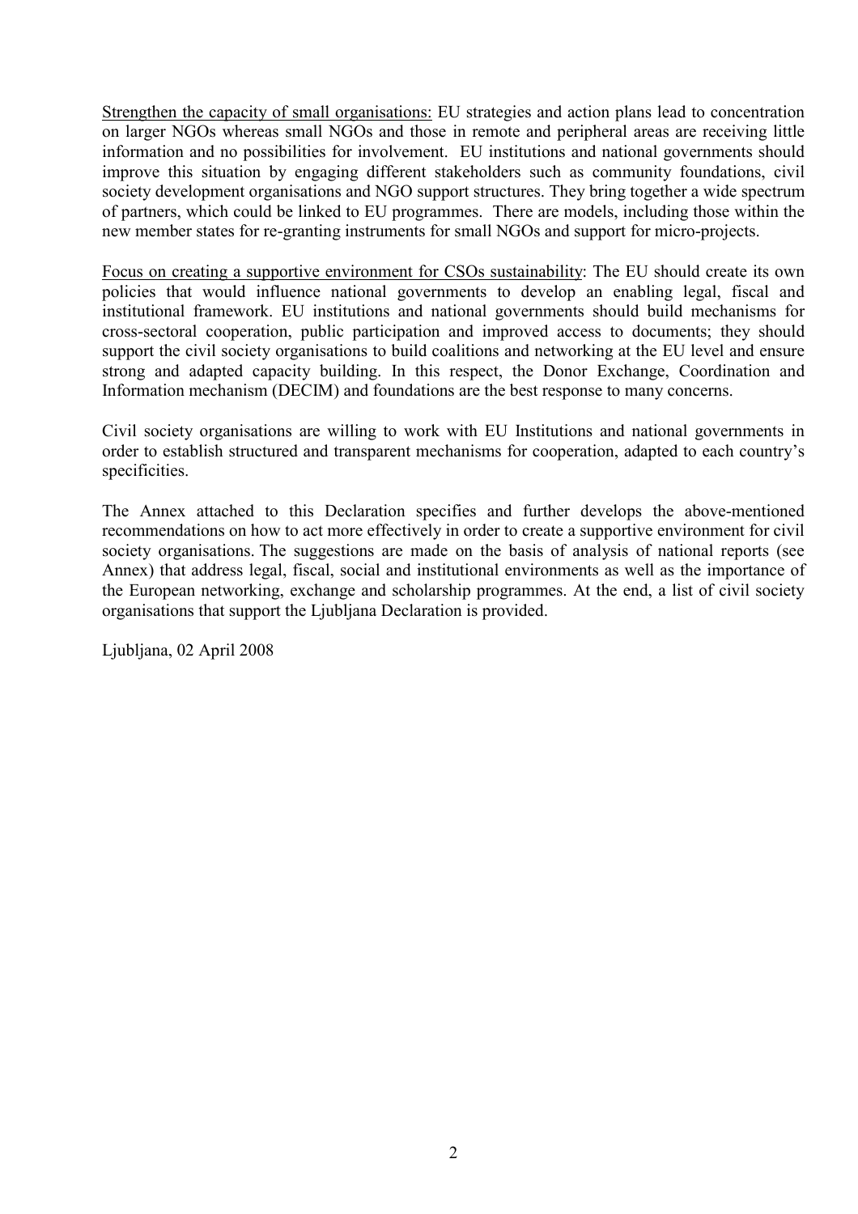Strengthen the capacity of small organisations: EU strategies and action plans lead to concentration on larger NGOs whereas small NGOs and those in remote and peripheral areas are receiving little information and no possibilities for involvement. EU institutions and national governments should improve this situation by engaging different stakeholders such as community foundations, civil society development organisations and NGO support structures. They bring together a wide spectrum of partners, which could be linked to EU programmes. There are models, including those within the new member states for re-granting instruments for small NGOs and support for micro-projects.

Focus on creating a supportive environment for CSOs sustainability: The EU should create its own policies that would influence national governments to develop an enabling legal, fiscal and institutional framework. EU institutions and national governments should build mechanisms for cross-sectoral cooperation, public participation and improved access to documents; they should support the civil society organisations to build coalitions and networking at the EU level and ensure strong and adapted capacity building. In this respect, the Donor Exchange, Coordination and Information mechanism (DECIM) and foundations are the best response to many concerns.

Civil society organisations are willing to work with EU Institutions and national governments in order to establish structured and transparent mechanisms for cooperation, adapted to each country's specificities.

The Annex attached to this Declaration specifies and further develops the above-mentioned recommendations on how to act more effectively in order to create a supportive environment for civil society organisations. The suggestions are made on the basis of analysis of national reports (see Annex) that address legal, fiscal, social and institutional environments as well as the importance of the European networking, exchange and scholarship programmes. At the end, a list of civil society organisations that support the Ljubljana Declaration is provided.

Ljubljana, 02 April 2008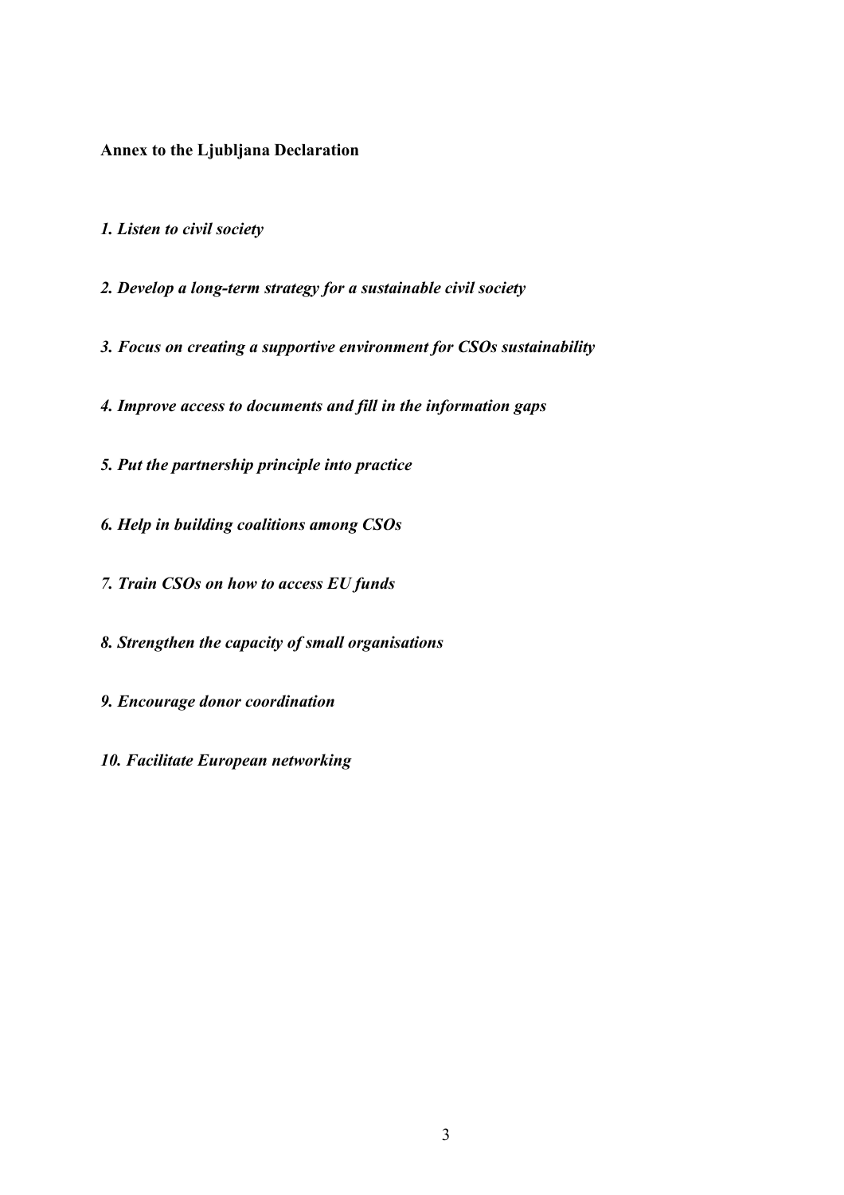**Annex to the Ljubljana Declaration**

*1. Listen to civil society*

*2. Develop a long-term strategy for a sustainable civil society*

*3. Focus on creating a supportive environment for CSOs sustainability*

*4. Improve access to documents and fill in the information gaps*

*5. Put the partnership principle into practice*

*6. Help in building coalitions among CSOs*

*7. Train CSOs on how to access EU funds*

*8. Strengthen the capacity of small organisations*

*9. Encourage donor coordination*

*10. Facilitate European networking*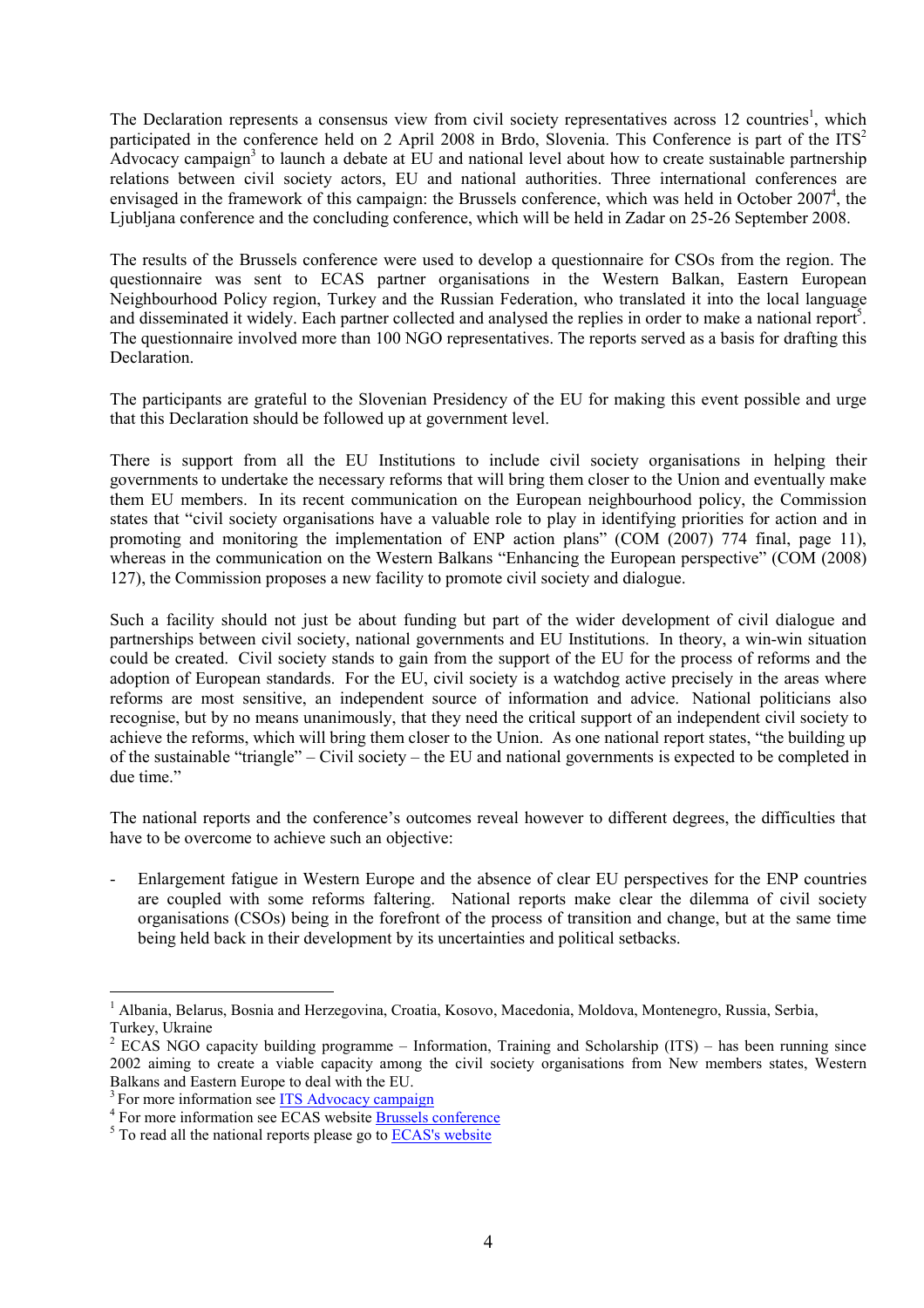The Declaration represents a consensus view from civil society representatives across 12 countries[1], which participated in the conference held on 2 April 2008 in Brdo, Slovenia. This Conference is part of the ITS[2] Advocacy campaign[3] to launch a debate at EU and national level about how to create sustainable partnership relations between civil society actors, EU and national authorities. Three international conferences are envisaged in the framework of this campaign: the Brussels conference, which was held in October 2007[4], the Ljubljana conference and the concluding conference, which will be held in Zadar on 25-26 September 2008.

The results of the Brussels conference were used to develop a questionnaire for CSOs from the region. The questionnaire was sent to ECAS partner organisations in the Western Balkan, Eastern European Neighbourhood Policy region, Turkey and the Russian Federation, who translated it into the local language and disseminated it widely. Each partner collected and analysed the replies in order to make a national report[5]. The questionnaire involved more than 100 NGO representatives. The reports served as a basis for drafting this Declaration.

The participants are grateful to the Slovenian Presidency of the EU for making this event possible and urge that this Declaration should be followed up at government level.

There is support from all the EU Institutions to include civil society organisations in helping their governments to undertake the necessary reforms that will bring them closer to the Union and eventually make them EU members. In its recent communication on the European neighbourhood policy, the Commission states that "civil society organisations have a valuable role to play in identifying priorities for action and in promoting and monitoring the implementation of ENP action plans" (COM (2007) 774 final, page 11), whereas in the communication on the Western Balkans "Enhancing the European perspective" (COM (2008) 127), the Commission proposes a new facility to promote civil society and dialogue.

Such a facility should not just be about funding but part of the wider development of civil dialogue and partnerships between civil society, national governments and EU Institutions. In theory, a win-win situation could be created. Civil society stands to gain from the support of the EU for the process of reforms and the adoption of European standards. For the EU, civil society is a watchdog active precisely in the areas where reforms are most sensitive, an independent source of information and advice. National politicians also recognise, but by no means unanimously, that they need the critical support of an independent civil society to achieve the reforms, which will bring them closer to the Union. As one national report states, "the building up of the sustainable "triangle" – Civil society – the EU and national governments is expected to be completed in due time."

The national reports and the conference's outcomes reveal however to different degrees, the difficulties that have to be overcome to achieve such an objective:

- Enlargement fatigue in Western Europe and the absence of clear EU perspectives for the ENP countries are coupled with some reforms faltering. National reports make clear the dilemma of civil society organisations (CSOs) being in the forefront of the process of transition and change, but at the same time being held back in their development by its uncertainties and political setbacks.

---

[1] Albania, Belarus, Bosnia and Herzegovina, Croatia, Kosovo, Macedonia, Moldova, Montenegro, Russia, Serbia, Turkey, Ukraine

[2] ECAS NGO capacity building programme – Information, Training and Scholarship (ITS) – has been running since 2002 aiming to create a viable capacity among the civil society organisations from New members states, Western Balkans and Eastern Europe to deal with the EU.

[3] For more information see ITS Advocacy campaign

[4] For more information see ECAS website Brussels conference

[5] To read all the national reports please go to ECAS's website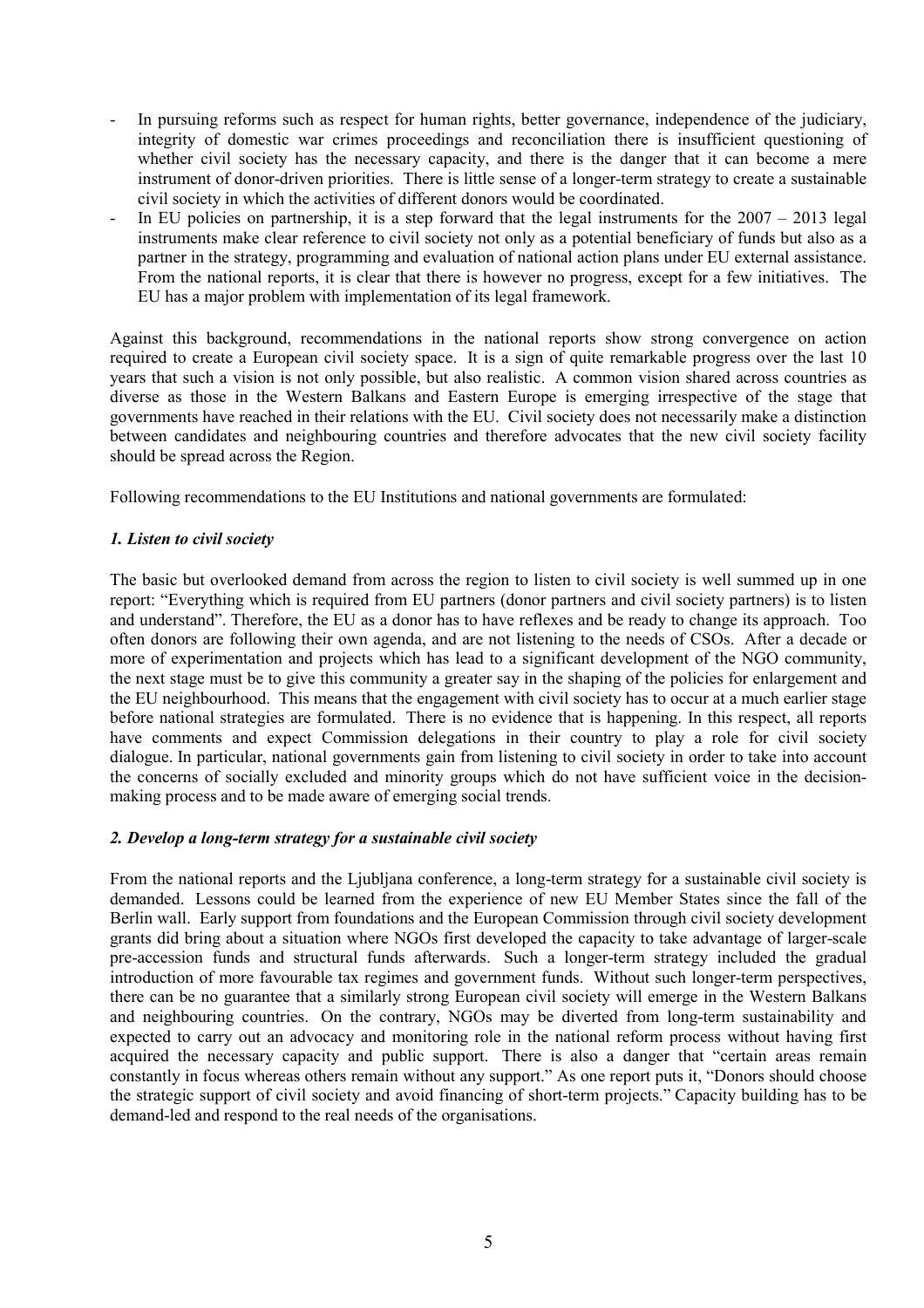- In pursuing reforms such as respect for human rights, better governance, independence of the judiciary, integrity of domestic war crimes proceedings and reconciliation there is insufficient questioning of whether civil society has the necessary capacity, and there is the danger that it can become a mere instrument of donor-driven priorities. There is little sense of a longer-term strategy to create a sustainable civil society in which the activities of different donors would be coordinated.
- In EU policies on partnership, it is a step forward that the legal instruments for the 2007 – 2013 legal instruments make clear reference to civil society not only as a potential beneficiary of funds but also as a partner in the strategy, programming and evaluation of national action plans under EU external assistance. From the national reports, it is clear that there is however no progress, except for a few initiatives. The EU has a major problem with implementation of its legal framework.

Against this background, recommendations in the national reports show strong convergence on action required to create a European civil society space. It is a sign of quite remarkable progress over the last 10 years that such a vision is not only possible, but also realistic. A common vision shared across countries as diverse as those in the Western Balkans and Eastern Europe is emerging irrespective of the stage that governments have reached in their relations with the EU. Civil society does not necessarily make a distinction between candidates and neighbouring countries and therefore advocates that the new civil society facility should be spread across the Region.

Following recommendations to the EU Institutions and national governments are formulated:

### *1. Listen to civil society*

The basic but overlooked demand from across the region to listen to civil society is well summed up in one report: "Everything which is required from EU partners (donor partners and civil society partners) is to listen and understand". Therefore, the EU as a donor has to have reflexes and be ready to change its approach. Too often donors are following their own agenda, and are not listening to the needs of CSOs. After a decade or more of experimentation and projects which has lead to a significant development of the NGO community, the next stage must be to give this community a greater say in the shaping of the policies for enlargement and the EU neighbourhood. This means that the engagement with civil society has to occur at a much earlier stage before national strategies are formulated. There is no evidence that is happening. In this respect, all reports have comments and expect Commission delegations in their country to play a role for civil society dialogue. In particular, national governments gain from listening to civil society in order to take into account the concerns of socially excluded and minority groups which do not have sufficient voice in the decision-making process and to be made aware of emerging social trends.

### *2. Develop a long-term strategy for a sustainable civil society*

From the national reports and the Ljubljana conference, a long-term strategy for a sustainable civil society is demanded. Lessons could be learned from the experience of new EU Member States since the fall of the Berlin wall. Early support from foundations and the European Commission through civil society development grants did bring about a situation where NGOs first developed the capacity to take advantage of larger-scale pre-accession funds and structural funds afterwards. Such a longer-term strategy included the gradual introduction of more favourable tax regimes and government funds. Without such longer-term perspectives, there can be no guarantee that a similarly strong European civil society will emerge in the Western Balkans and neighbouring countries. On the contrary, NGOs may be diverted from long-term sustainability and expected to carry out an advocacy and monitoring role in the national reform process without having first acquired the necessary capacity and public support. There is also a danger that "certain areas remain constantly in focus whereas others remain without any support." As one report puts it, "Donors should choose the strategic support of civil society and avoid financing of short-term projects." Capacity building has to be demand-led and respond to the real needs of the organisations.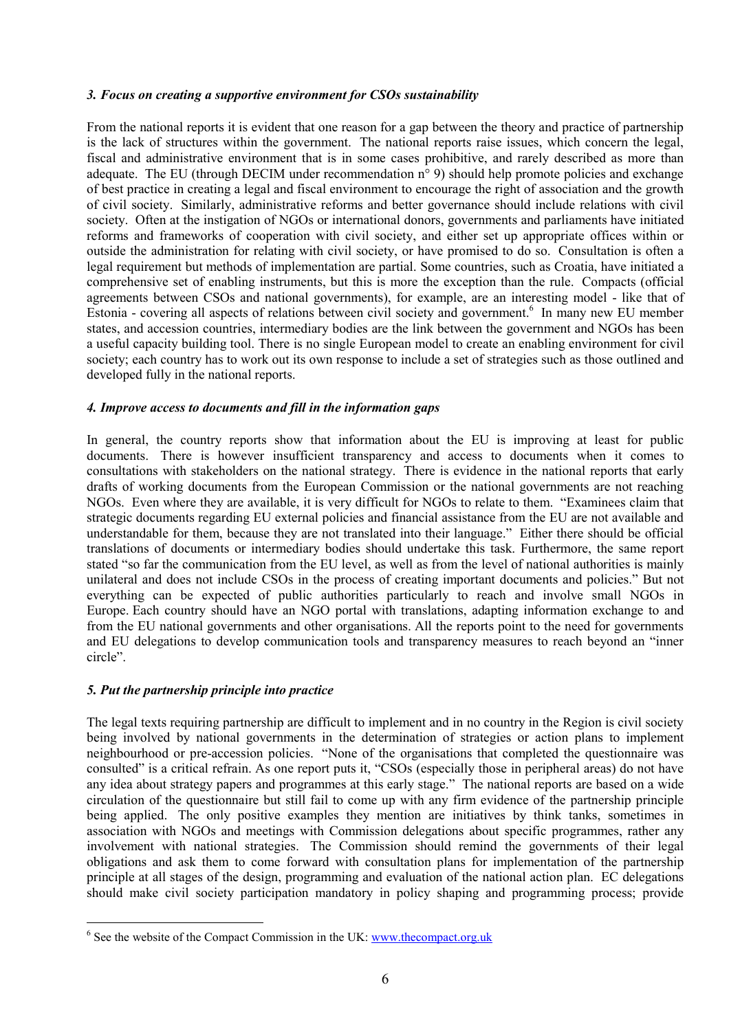### *3. Focus on creating a supportive environment for CSOs sustainability*

From the national reports it is evident that one reason for a gap between the theory and practice of partnership is the lack of structures within the government. The national reports raise issues, which concern the legal, fiscal and administrative environment that is in some cases prohibitive, and rarely described as more than adequate. The EU (through DECIM under recommendation n° 9) should help promote policies and exchange of best practice in creating a legal and fiscal environment to encourage the right of association and the growth of civil society. Similarly, administrative reforms and better governance should include relations with civil society. Often at the instigation of NGOs or international donors, governments and parliaments have initiated reforms and frameworks of cooperation with civil society, and either set up appropriate offices within or outside the administration for relating with civil society, or have promised to do so. Consultation is often a legal requirement but methods of implementation are partial. Some countries, such as Croatia, have initiated a comprehensive set of enabling instruments, but this is more the exception than the rule. Compacts (official agreements between CSOs and national governments), for example, are an interesting model - like that of Estonia - covering all aspects of relations between civil society and government.[6] In many new EU member states, and accession countries, intermediary bodies are the link between the government and NGOs has been a useful capacity building tool. There is no single European model to create an enabling environment for civil society; each country has to work out its own response to include a set of strategies such as those outlined and developed fully in the national reports.

### *4. Improve access to documents and fill in the information gaps*

In general, the country reports show that information about the EU is improving at least for public documents. There is however insufficient transparency and access to documents when it comes to consultations with stakeholders on the national strategy. There is evidence in the national reports that early drafts of working documents from the European Commission or the national governments are not reaching NGOs. Even where they are available, it is very difficult for NGOs to relate to them. "Examinees claim that strategic documents regarding EU external policies and financial assistance from the EU are not available and understandable for them, because they are not translated into their language." Either there should be official translations of documents or intermediary bodies should undertake this task. Furthermore, the same report stated "so far the communication from the EU level, as well as from the level of national authorities is mainly unilateral and does not include CSOs in the process of creating important documents and policies." But not everything can be expected of public authorities particularly to reach and involve small NGOs in Europe. Each country should have an NGO portal with translations, adapting information exchange to and from the EU national governments and other organisations. All the reports point to the need for governments and EU delegations to develop communication tools and transparency measures to reach beyond an "inner circle".

### *5. Put the partnership principle into practice*

The legal texts requiring partnership are difficult to implement and in no country in the Region is civil society being involved by national governments in the determination of strategies or action plans to implement neighbourhood or pre-accession policies. "None of the organisations that completed the questionnaire was consulted" is a critical refrain. As one report puts it, "CSOs (especially those in peripheral areas) do not have any idea about strategy papers and programmes at this early stage." The national reports are based on a wide circulation of the questionnaire but still fail to come up with any firm evidence of the partnership principle being applied. The only positive examples they mention are initiatives by think tanks, sometimes in association with NGOs and meetings with Commission delegations about specific programmes, rather any involvement with national strategies. The Commission should remind the governments of their legal obligations and ask them to come forward with consultation plans for implementation of the partnership principle at all stages of the design, programming and evaluation of the national action plan. EC delegations should make civil society participation mandatory in policy shaping and programming process; provide

[6] See the website of the Compact Commission in the UK: www.thecompact.org.uk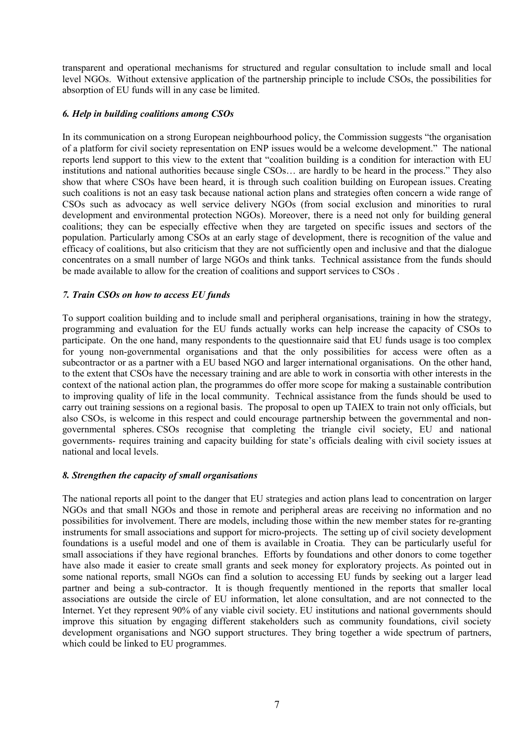transparent and operational mechanisms for structured and regular consultation to include small and local level NGOs. Without extensive application of the partnership principle to include CSOs, the possibilities for absorption of EU funds will in any case be limited.

### *6. Help in building coalitions among CSOs*

In its communication on a strong European neighbourhood policy, the Commission suggests "the organisation of a platform for civil society representation on ENP issues would be a welcome development." The national reports lend support to this view to the extent that "coalition building is a condition for interaction with EU institutions and national authorities because single CSOs… are hardly to be heard in the process." They also show that where CSOs have been heard, it is through such coalition building on European issues. Creating such coalitions is not an easy task because national action plans and strategies often concern a wide range of CSOs such as advocacy as well service delivery NGOs (from social exclusion and minorities to rural development and environmental protection NGOs). Moreover, there is a need not only for building general coalitions; they can be especially effective when they are targeted on specific issues and sectors of the population. Particularly among CSOs at an early stage of development, there is recognition of the value and efficacy of coalitions, but also criticism that they are not sufficiently open and inclusive and that the dialogue concentrates on a small number of large NGOs and think tanks. Technical assistance from the funds should be made available to allow for the creation of coalitions and support services to CSOs .

### *7. Train CSOs on how to access EU funds*

To support coalition building and to include small and peripheral organisations, training in how the strategy, programming and evaluation for the EU funds actually works can help increase the capacity of CSOs to participate. On the one hand, many respondents to the questionnaire said that EU funds usage is too complex for young non-governmental organisations and that the only possibilities for access were often as a subcontractor or as a partner with a EU based NGO and larger international organisations. On the other hand, to the extent that CSOs have the necessary training and are able to work in consortia with other interests in the context of the national action plan, the programmes do offer more scope for making a sustainable contribution to improving quality of life in the local community. Technical assistance from the funds should be used to carry out training sessions on a regional basis. The proposal to open up TAIEX to train not only officials, but also CSOs, is welcome in this respect and could encourage partnership between the governmental and non-governmental spheres. CSOs recognise that completing the triangle civil society, EU and national governments- requires training and capacity building for state's officials dealing with civil society issues at national and local levels.

### *8. Strengthen the capacity of small organisations*

The national reports all point to the danger that EU strategies and action plans lead to concentration on larger NGOs and that small NGOs and those in remote and peripheral areas are receiving no information and no possibilities for involvement. There are models, including those within the new member states for re-granting instruments for small associations and support for micro-projects. The setting up of civil society development foundations is a useful model and one of them is available in Croatia. They can be particularly useful for small associations if they have regional branches. Efforts by foundations and other donors to come together have also made it easier to create small grants and seek money for exploratory projects. As pointed out in some national reports, small NGOs can find a solution to accessing EU funds by seeking out a larger lead partner and being a sub-contractor. It is though frequently mentioned in the reports that smaller local associations are outside the circle of EU information, let alone consultation, and are not connected to the Internet. Yet they represent 90% of any viable civil society. EU institutions and national governments should improve this situation by engaging different stakeholders such as community foundations, civil society development organisations and NGO support structures. They bring together a wide spectrum of partners, which could be linked to EU programmes.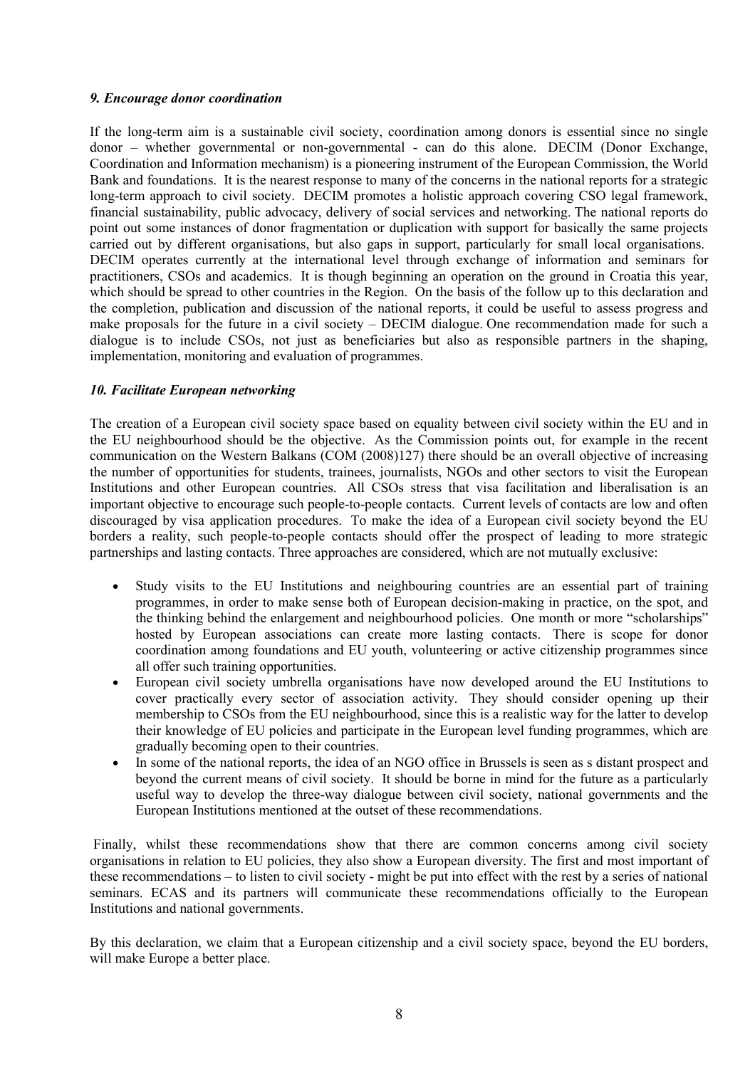### *9. Encourage donor coordination*

If the long-term aim is a sustainable civil society, coordination among donors is essential since no single donor – whether governmental or non-governmental - can do this alone. DECIM (Donor Exchange, Coordination and Information mechanism) is a pioneering instrument of the European Commission, the World Bank and foundations. It is the nearest response to many of the concerns in the national reports for a strategic long-term approach to civil society. DECIM promotes a holistic approach covering CSO legal framework, financial sustainability, public advocacy, delivery of social services and networking. The national reports do point out some instances of donor fragmentation or duplication with support for basically the same projects carried out by different organisations, but also gaps in support, particularly for small local organisations. DECIM operates currently at the international level through exchange of information and seminars for practitioners, CSOs and academics. It is though beginning an operation on the ground in Croatia this year, which should be spread to other countries in the Region. On the basis of the follow up to this declaration and the completion, publication and discussion of the national reports, it could be useful to assess progress and make proposals for the future in a civil society – DECIM dialogue. One recommendation made for such a dialogue is to include CSOs, not just as beneficiaries but also as responsible partners in the shaping, implementation, monitoring and evaluation of programmes.

### *10. Facilitate European networking*

The creation of a European civil society space based on equality between civil society within the EU and in the EU neighbourhood should be the objective. As the Commission points out, for example in the recent communication on the Western Balkans (COM (2008)127) there should be an overall objective of increasing the number of opportunities for students, trainees, journalists, NGOs and other sectors to visit the European Institutions and other European countries. All CSOs stress that visa facilitation and liberalisation is an important objective to encourage such people-to-people contacts. Current levels of contacts are low and often discouraged by visa application procedures. To make the idea of a European civil society beyond the EU borders a reality, such people-to-people contacts should offer the prospect of leading to more strategic partnerships and lasting contacts. Three approaches are considered, which are not mutually exclusive:

- Study visits to the EU Institutions and neighbouring countries are an essential part of training programmes, in order to make sense both of European decision-making in practice, on the spot, and the thinking behind the enlargement and neighbourhood policies. One month or more "scholarships" hosted by European associations can create more lasting contacts. There is scope for donor coordination among foundations and EU youth, volunteering or active citizenship programmes since all offer such training opportunities.
- European civil society umbrella organisations have now developed around the EU Institutions to cover practically every sector of association activity. They should consider opening up their membership to CSOs from the EU neighbourhood, since this is a realistic way for the latter to develop their knowledge of EU policies and participate in the European level funding programmes, which are gradually becoming open to their countries.
- In some of the national reports, the idea of an NGO office in Brussels is seen as s distant prospect and beyond the current means of civil society. It should be borne in mind for the future as a particularly useful way to develop the three-way dialogue between civil society, national governments and the European Institutions mentioned at the outset of these recommendations.

Finally, whilst these recommendations show that there are common concerns among civil society organisations in relation to EU policies, they also show a European diversity. The first and most important of these recommendations – to listen to civil society - might be put into effect with the rest by a series of national seminars. ECAS and its partners will communicate these recommendations officially to the European Institutions and national governments.

By this declaration, we claim that a European citizenship and a civil society space, beyond the EU borders, will make Europe a better place.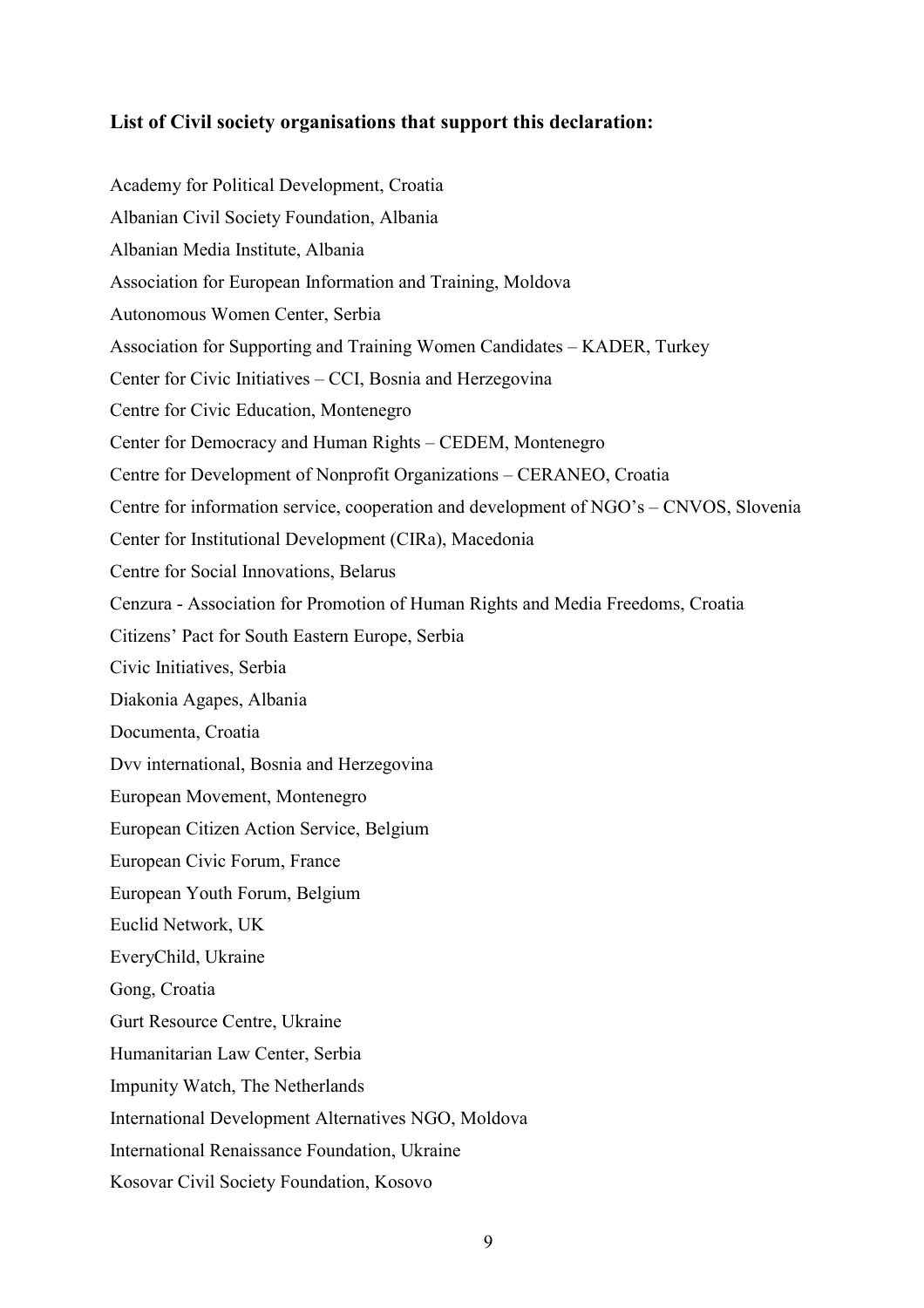**List of Civil society organisations that support this declaration:**

Academy for Political Development, Croatia

Albanian Civil Society Foundation, Albania

Albanian Media Institute, Albania

Association for European Information and Training, Moldova

Autonomous Women Center, Serbia

Association for Supporting and Training Women Candidates – KADER, Turkey

Center for Civic Initiatives – CCI, Bosnia and Herzegovina

Centre for Civic Education, Montenegro

Center for Democracy and Human Rights – CEDEM, Montenegro

Centre for Development of Nonprofit Organizations – CERANEO, Croatia

Centre for information service, cooperation and development of NGO's – CNVOS, Slovenia

Center for Institutional Development (CIRa), Macedonia

Centre for Social Innovations, Belarus

Cenzura - Association for Promotion of Human Rights and Media Freedoms, Croatia

Citizens' Pact for South Eastern Europe, Serbia

Civic Initiatives, Serbia

Diakonia Agapes, Albania

Documenta, Croatia

Dvv international, Bosnia and Herzegovina

European Movement, Montenegro

European Citizen Action Service, Belgium

European Civic Forum, France

European Youth Forum, Belgium

Euclid Network, UK

EveryChild, Ukraine

Gong, Croatia

Gurt Resource Centre, Ukraine

Humanitarian Law Center, Serbia

Impunity Watch, The Netherlands

International Development Alternatives NGO, Moldova

International Renaissance Foundation, Ukraine

Kosovar Civil Society Foundation, Kosovo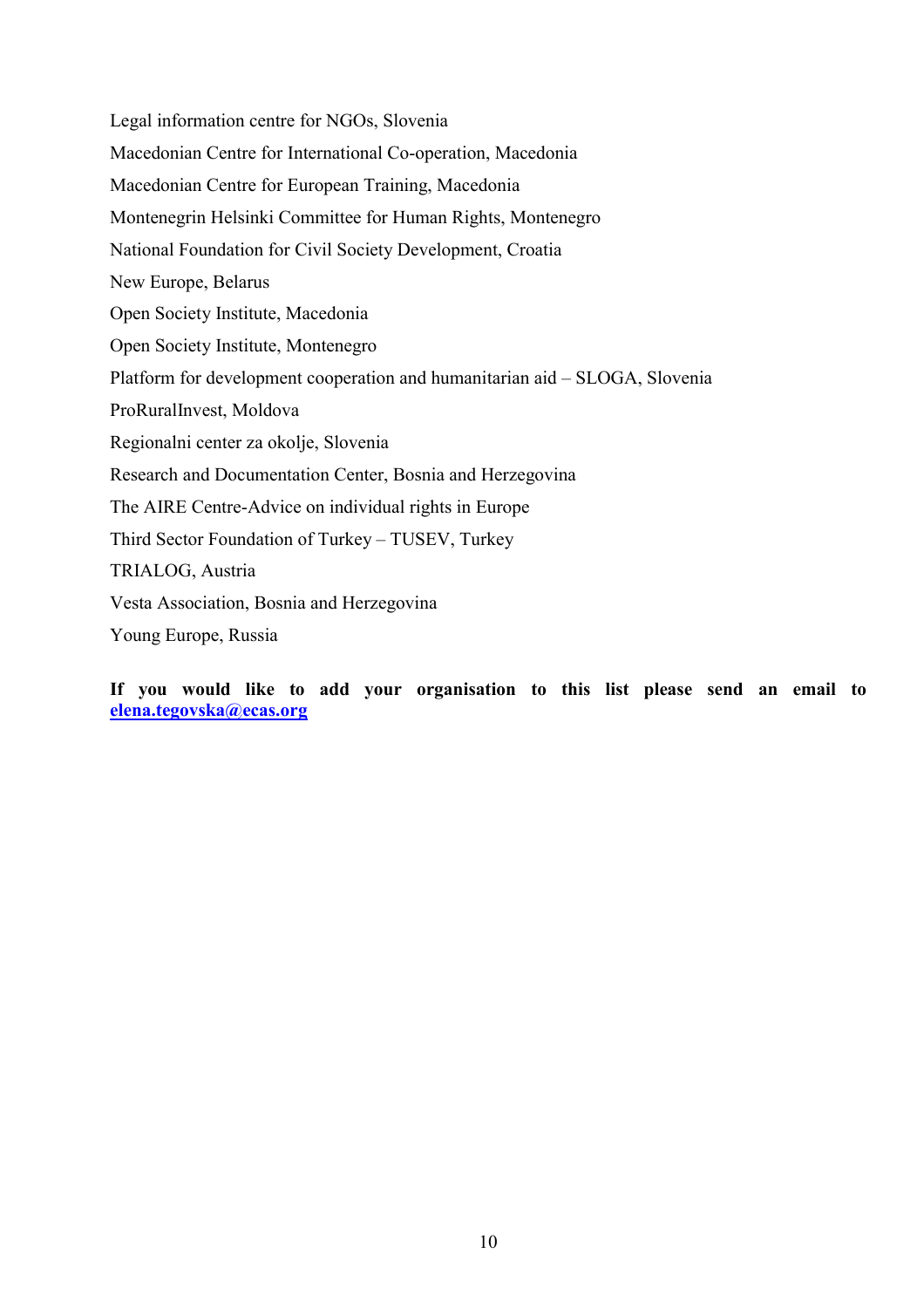Legal information centre for NGOs, Slovenia

Macedonian Centre for International Co-operation, Macedonia

Macedonian Centre for European Training, Macedonia

Montenegrin Helsinki Committee for Human Rights, Montenegro

National Foundation for Civil Society Development, Croatia

New Europe, Belarus

Open Society Institute, Macedonia

Open Society Institute, Montenegro

Platform for development cooperation and humanitarian aid – SLOGA, Slovenia

ProRuralInvest, Moldova

Regionalni center za okolje, Slovenia

Research and Documentation Center, Bosnia and Herzegovina

The AIRE Centre-Advice on individual rights in Europe

Third Sector Foundation of Turkey – TUSEV, Turkey

TRIALOG, Austria

Vesta Association, Bosnia and Herzegovina

Young Europe, Russia

**If you would like to add your organisation to this list please send an email to elena.tegovska@ecas.org**